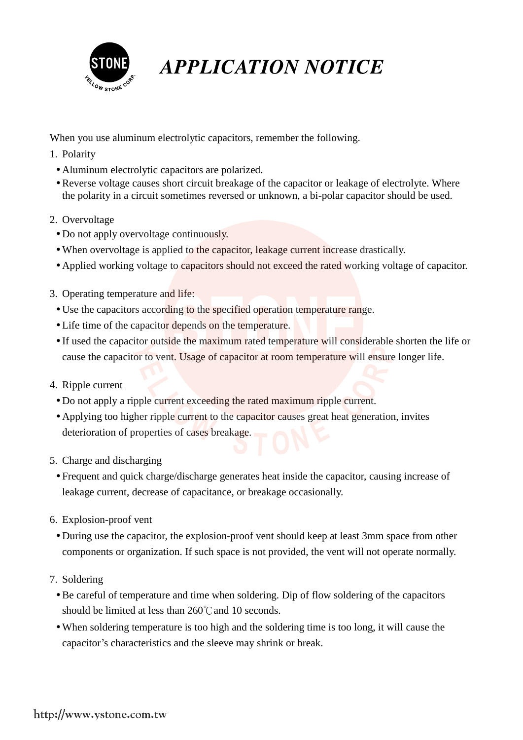# *APPLICATION NOTICE*

When you use aluminum electrolytic capacitors, remember the following.

1. Polarity
   - Aluminum electrolytic capacitors are polarized.
   - Reverse voltage causes short circuit breakage of the capacitor or leakage of electrolyte. Where the polarity in a circuit sometimes reversed or unknown, a bi-polar capacitor should be used.

2. Overvoltage
   - Do not apply overvoltage continuously.
   - When overvoltage is applied to the capacitor, leakage current increase drastically.
   - Applied working voltage to capacitors should not exceed the rated working voltage of capacitor.

3. Operating temperature and life:
   - Use the capacitors according to the specified operation temperature range.
   - Life time of the capacitor depends on the temperature.
   - If used the capacitor outside the maximum rated temperature will considerable shorten the life or cause the capacitor to vent. Usage of capacitor at room temperature will ensure longer life.

4. Ripple current
   - Do not apply a ripple current exceeding the rated maximum ripple current.
   - Applying too higher ripple current to the capacitor causes great heat generation, invites deterioration of properties of cases breakage.

5. Charge and discharging
   - Frequent and quick charge/discharge generates heat inside the capacitor, causing increase of leakage current, decrease of capacitance, or breakage occasionally.

6. Explosion-proof vent
   - During use the capacitor, the explosion-proof vent should keep at least 3mm space from other components or organization. If such space is not provided, the vent will not operate normally.

7. Soldering
   - Be careful of temperature and time when soldering. Dip of flow soldering of the capacitors should be limited at less than 260℃ and 10 seconds.
   - When soldering temperature is too high and the soldering time is too long, it will cause the capacitor's characteristics and the sleeve may shrink or break.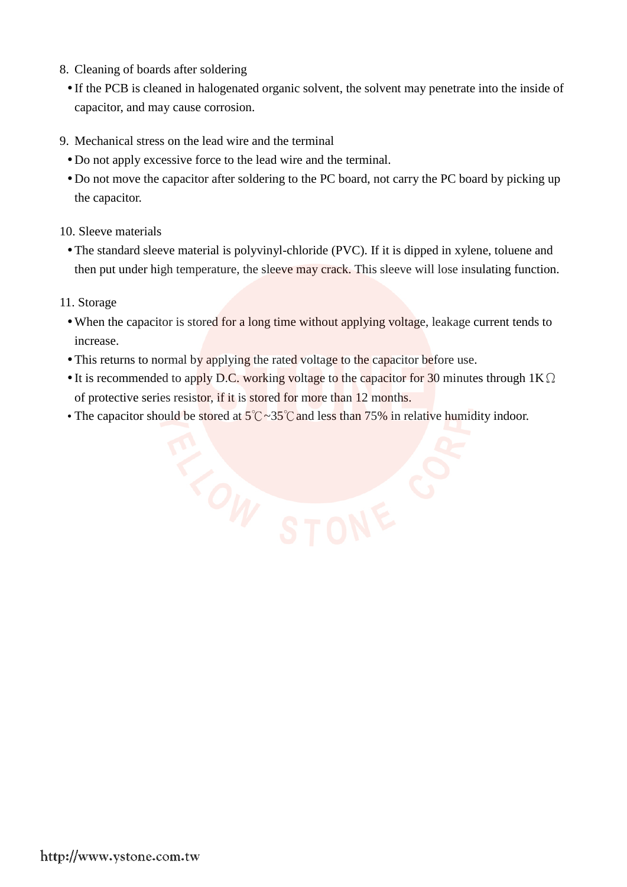8. Cleaning of boards after soldering
   - If the PCB is cleaned in halogenated organic solvent, the solvent may penetrate into the inside of capacitor, and may cause corrosion.

9. Mechanical stress on the lead wire and the terminal
   - Do not apply excessive force to the lead wire and the terminal.
   - Do not move the capacitor after soldering to the PC board, not carry the PC board by picking up the capacitor.

10. Sleeve materials
    - The standard sleeve material is polyvinyl-chloride (PVC). If it is dipped in xylene, toluene and then put under high temperature, the sleeve may crack. This sleeve will lose insulating function.

11. Storage
    - When the capacitor is stored for a long time without applying voltage, leakage current tends to increase.
    - This returns to normal by applying the rated voltage to the capacitor before use.
    - It is recommended to apply D.C. working voltage to the capacitor for 30 minutes through 1KΩ of protective series resistor, if it is stored for more than 12 months.
    - The capacitor should be stored at 5℃~35℃ and less than 75% in relative humidity indoor.